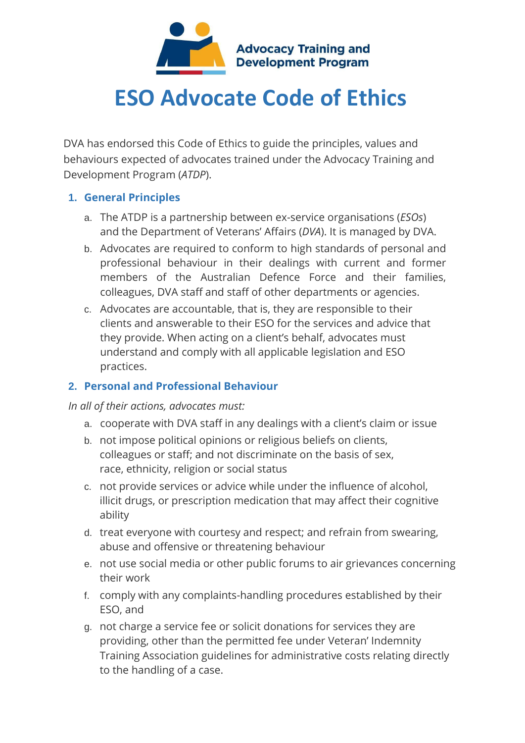Advocacy Training and Development Program

# ESO Advocate Code of Ethics

DVA has endorsed this Code of Ethics to guide the principles, values and behaviours expected of advocates trained under the Advocacy Training and Development Program (*ATDP*).

## 1. General Principles

a. The ATDP is a partnership between ex-service organisations (*ESOs*) and the Department of Veterans' Affairs (*DVA*). It is managed by DVA.

b. Advocates are required to conform to high standards of personal and professional behaviour in their dealings with current and former members of the Australian Defence Force and their families, colleagues, DVA staff and staff of other departments or agencies.

c. Advocates are accountable, that is, they are responsible to their clients and answerable to their ESO for the services and advice that they provide. When acting on a client's behalf, advocates must understand and comply with all applicable legislation and ESO practices.

## 2. Personal and Professional Behaviour

*In all of their actions, advocates must:*

a. cooperate with DVA staff in any dealings with a client's claim or issue

b. not impose political opinions or religious beliefs on clients, colleagues or staff; and not discriminate on the basis of sex, race, ethnicity, religion or social status

c. not provide services or advice while under the influence of alcohol, illicit drugs, or prescription medication that may affect their cognitive ability

d. treat everyone with courtesy and respect; and refrain from swearing, abuse and offensive or threatening behaviour

e. not use social media or other public forums to air grievances concerning their work

f. comply with any complaints-handling procedures established by their ESO, and

g. not charge a service fee or solicit donations for services they are providing, other than the permitted fee under Veteran' Indemnity Training Association guidelines for administrative costs relating directly to the handling of a case.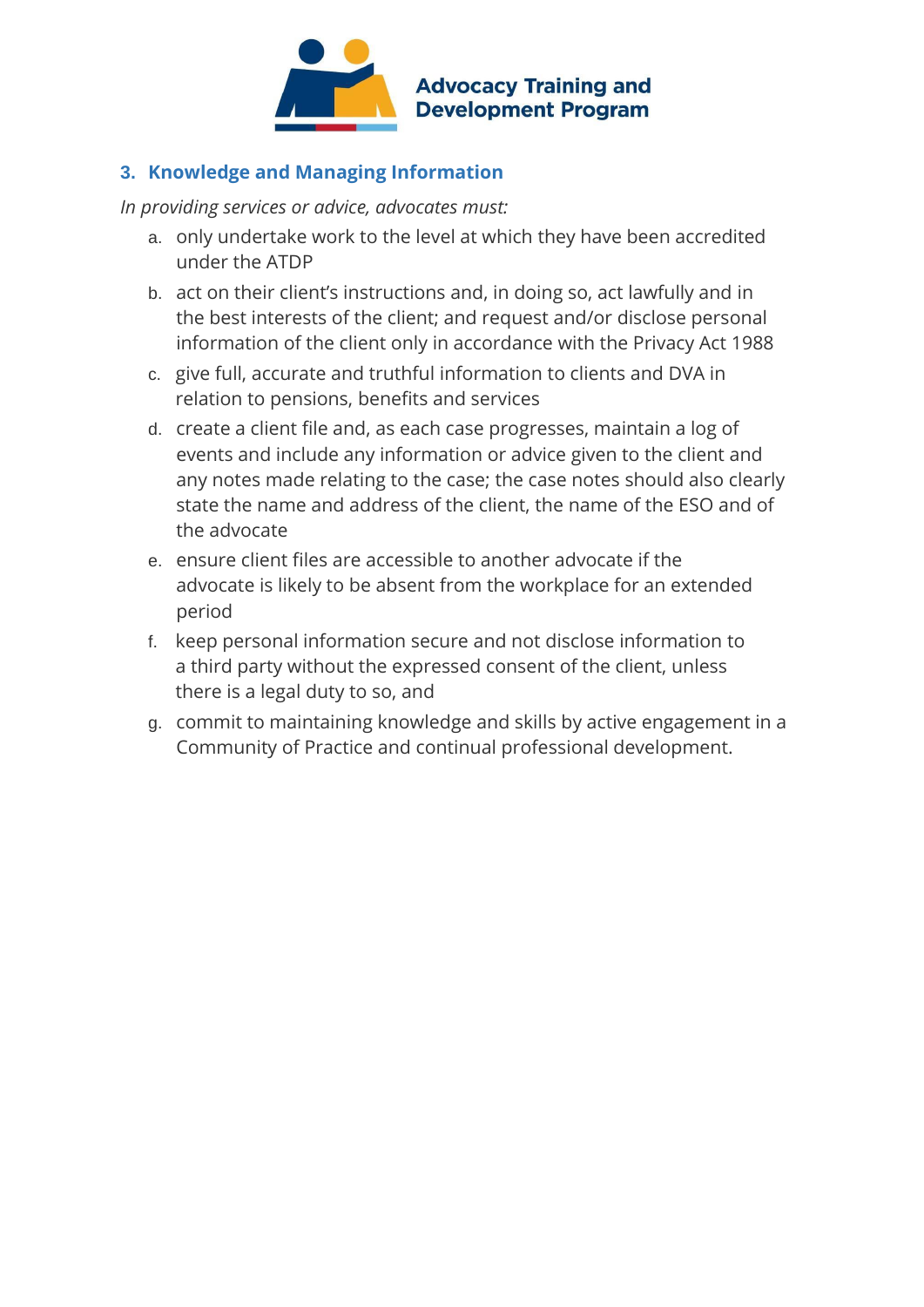## 3. Knowledge and Managing Information

*In providing services or advice, advocates must:*

a. only undertake work to the level at which they have been accredited under the ATDP
b. act on their client's instructions and, in doing so, act lawfully and in the best interests of the client; and request and/or disclose personal information of the client only in accordance with the Privacy Act 1988
c. give full, accurate and truthful information to clients and DVA in relation to pensions, benefits and services
d. create a client file and, as each case progresses, maintain a log of events and include any information or advice given to the client and any notes made relating to the case; the case notes should also clearly state the name and address of the client, the name of the ESO and of the advocate
e. ensure client files are accessible to another advocate if the advocate is likely to be absent from the workplace for an extended period
f. keep personal information secure and not disclose information to a third party without the expressed consent of the client, unless there is a legal duty to so, and
g. commit to maintaining knowledge and skills by active engagement in a Community of Practice and continual professional development.